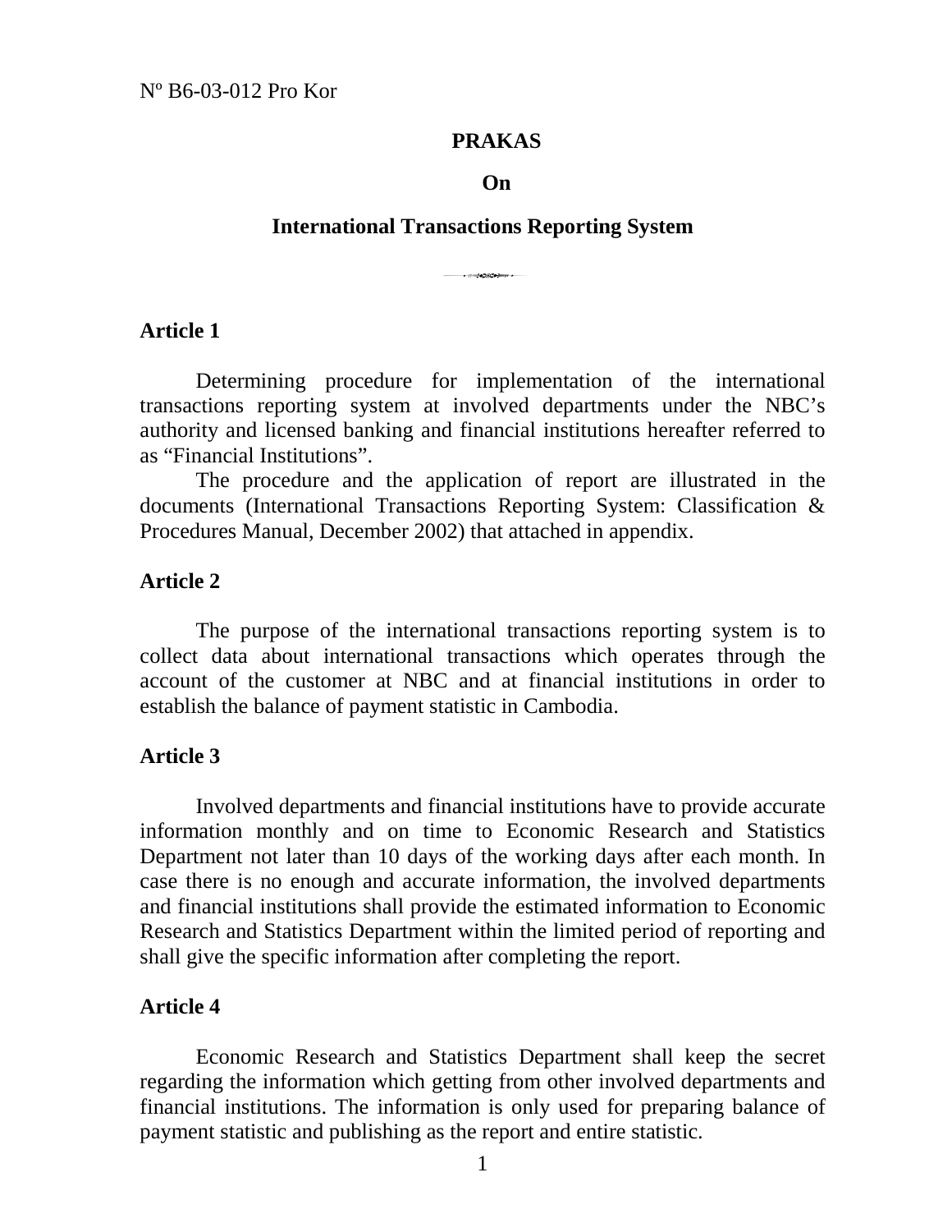Nº B6-03-012 Pro Kor

# PRAKAS

## On

## International Transactions Reporting System

### Article 1

Determining procedure for implementation of the international transactions reporting system at involved departments under the NBC's authority and licensed banking and financial institutions hereafter referred to as "Financial Institutions".

The procedure and the application of report are illustrated in the documents (International Transactions Reporting System: Classification & Procedures Manual, December 2002) that attached in appendix.

### Article 2

The purpose of the international transactions reporting system is to collect data about international transactions which operates through the account of the customer at NBC and at financial institutions in order to establish the balance of payment statistic in Cambodia.

### Article 3

Involved departments and financial institutions have to provide accurate information monthly and on time to Economic Research and Statistics Department not later than 10 days of the working days after each month. In case there is no enough and accurate information, the involved departments and financial institutions shall provide the estimated information to Economic Research and Statistics Department within the limited period of reporting and shall give the specific information after completing the report.

### Article 4

Economic Research and Statistics Department shall keep the secret regarding the information which getting from other involved departments and financial institutions. The information is only used for preparing balance of payment statistic and publishing as the report and entire statistic.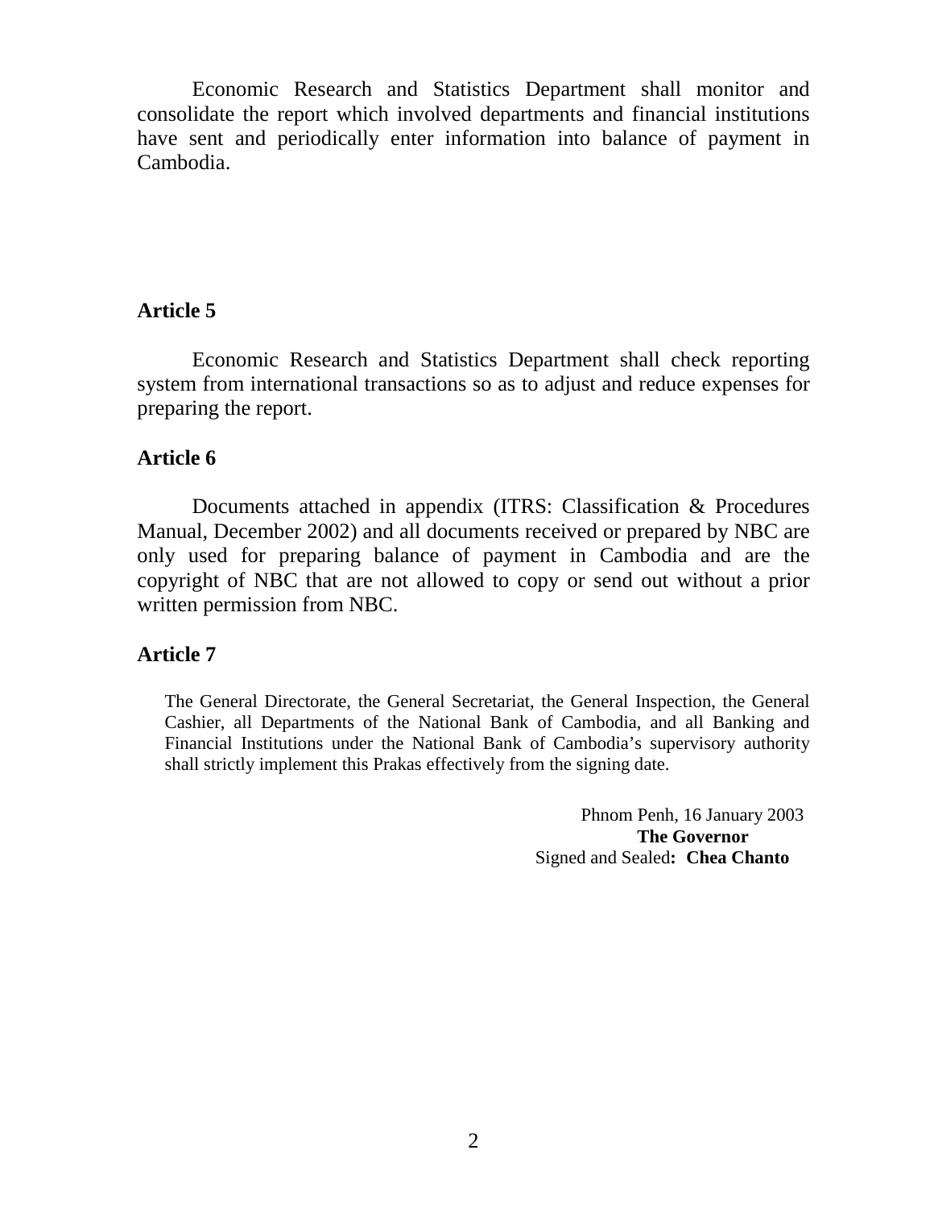Economic Research and Statistics Department shall monitor and consolidate the report which involved departments and financial institutions have sent and periodically enter information into balance of payment in Cambodia.

### Article 5

Economic Research and Statistics Department shall check reporting system from international transactions so as to adjust and reduce expenses for preparing the report.

### Article 6

Documents attached in appendix (ITRS: Classification & Procedures Manual, December 2002) and all documents received or prepared by NBC are only used for preparing balance of payment in Cambodia and are the copyright of NBC that are not allowed to copy or send out without a prior written permission from NBC.

### Article 7

The General Directorate, the General Secretariat, the General Inspection, the General Cashier, all Departments of the National Bank of Cambodia, and all Banking and Financial Institutions under the National Bank of Cambodia's supervisory authority shall strictly implement this Prakas effectively from the signing date.

Phnom Penh, 16 January 2003

**The Governor**

Signed and Sealed**: Chea Chanto**